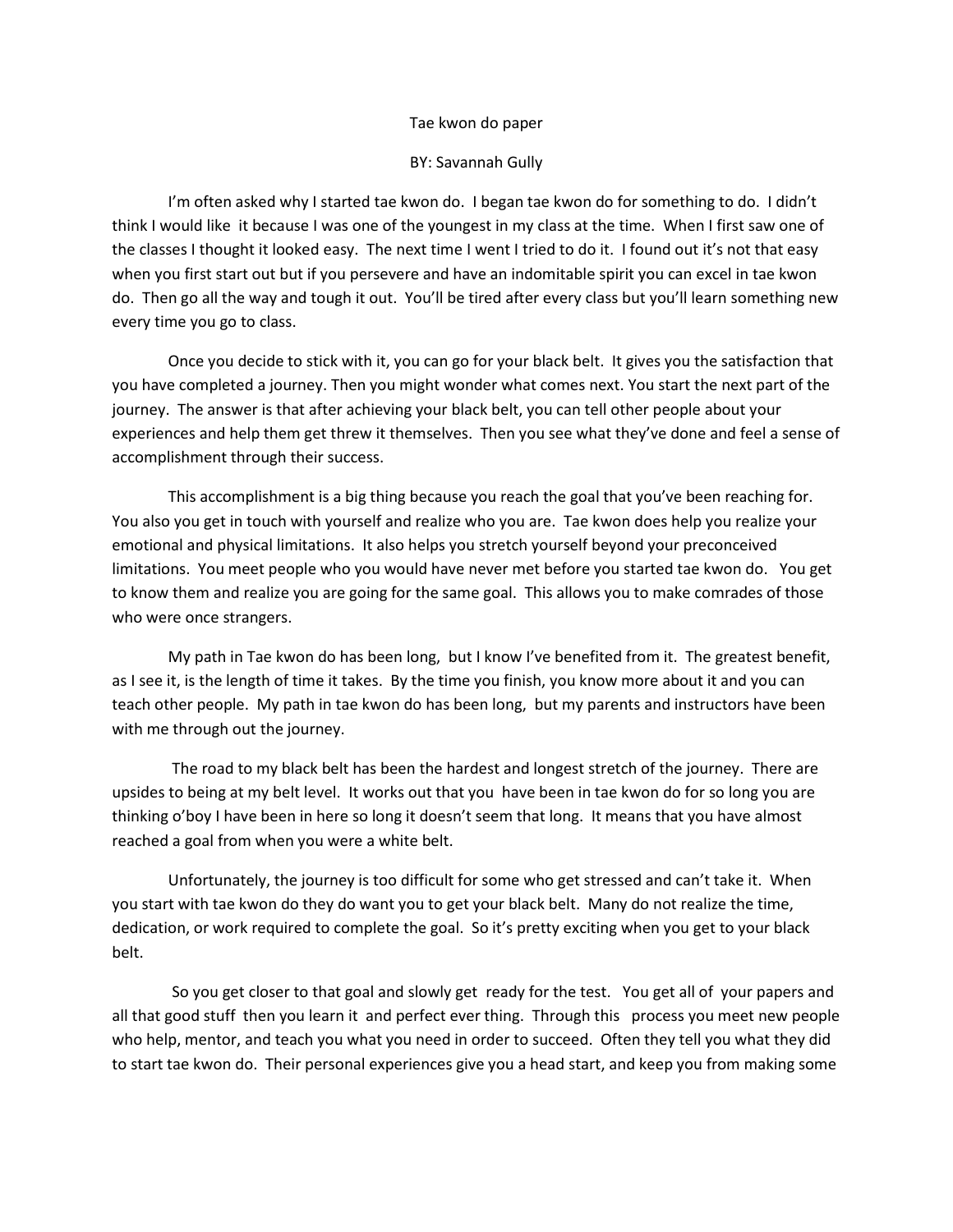Tae kwon do paper

BY: Savannah Gully

I'm often asked why I started tae kwon do. I began tae kwon do for something to do. I didn't think I would like it because I was one of the youngest in my class at the time. When I first saw one of the classes I thought it looked easy. The next time I went I tried to do it. I found out it's not that easy when you first start out but if you persevere and have an indomitable spirit you can excel in tae kwon do. Then go all the way and tough it out. You'll be tired after every class but you'll learn something new every time you go to class.

Once you decide to stick with it, you can go for your black belt. It gives you the satisfaction that you have completed a journey. Then you might wonder what comes next. You start the next part of the journey. The answer is that after achieving your black belt, you can tell other people about your experiences and help them get threw it themselves. Then you see what they've done and feel a sense of accomplishment through their success.

This accomplishment is a big thing because you reach the goal that you've been reaching for. You also you get in touch with yourself and realize who you are. Tae kwon does help you realize your emotional and physical limitations. It also helps you stretch yourself beyond your preconceived limitations. You meet people who you would have never met before you started tae kwon do. You get to know them and realize you are going for the same goal. This allows you to make comrades of those who were once strangers.

My path in Tae kwon do has been long, but I know I've benefited from it. The greatest benefit, as I see it, is the length of time it takes. By the time you finish, you know more about it and you can teach other people. My path in tae kwon do has been long, but my parents and instructors have been with me through out the journey.

The road to my black belt has been the hardest and longest stretch of the journey. There are upsides to being at my belt level. It works out that you have been in tae kwon do for so long you are thinking o'boy I have been in here so long it doesn't seem that long. It means that you have almost reached a goal from when you were a white belt.

Unfortunately, the journey is too difficult for some who get stressed and can't take it. When you start with tae kwon do they do want you to get your black belt. Many do not realize the time, dedication, or work required to complete the goal. So it's pretty exciting when you get to your black belt.

So you get closer to that goal and slowly get ready for the test. You get all of your papers and all that good stuff then you learn it and perfect ever thing. Through this process you meet new people who help, mentor, and teach you what you need in order to succeed. Often they tell you what they did to start tae kwon do. Their personal experiences give you a head start, and keep you from making some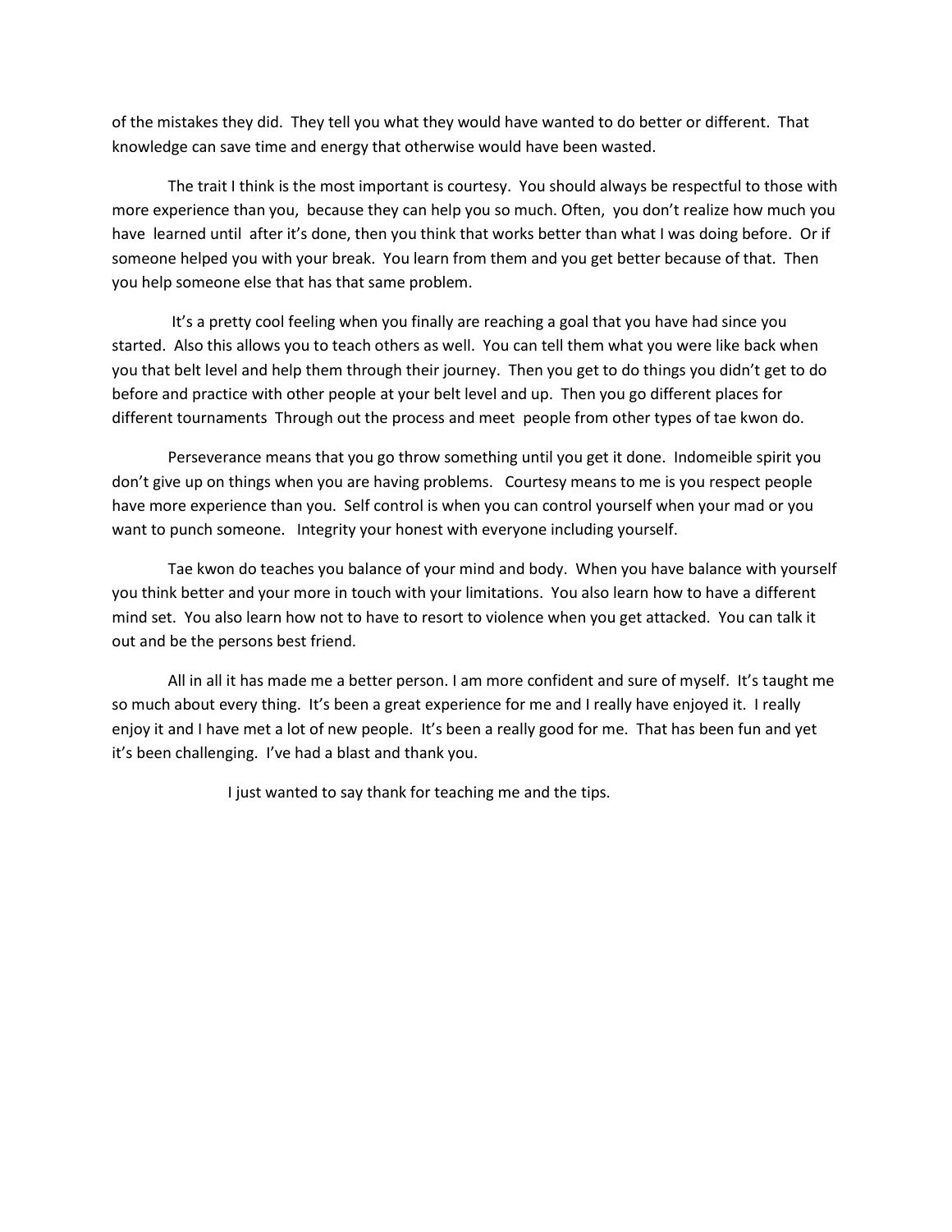of the mistakes they did. They tell you what they would have wanted to do better or different. That knowledge can save time and energy that otherwise would have been wasted.

The trait I think is the most important is courtesy. You should always be respectful to those with more experience than you, because they can help you so much. Often, you don't realize how much you have learned until after it's done, then you think that works better than what I was doing before. Or if someone helped you with your break. You learn from them and you get better because of that. Then you help someone else that has that same problem.

It's a pretty cool feeling when you finally are reaching a goal that you have had since you started. Also this allows you to teach others as well. You can tell them what you were like back when you that belt level and help them through their journey. Then you get to do things you didn't get to do before and practice with other people at your belt level and up. Then you go different places for different tournaments Through out the process and meet people from other types of tae kwon do.

Perseverance means that you go throw something until you get it done. Indomeible spirit you don't give up on things when you are having problems. Courtesy means to me is you respect people have more experience than you. Self control is when you can control yourself when your mad or you want to punch someone. Integrity your honest with everyone including yourself.

Tae kwon do teaches you balance of your mind and body. When you have balance with yourself you think better and your more in touch with your limitations. You also learn how to have a different mind set. You also learn how not to have to resort to violence when you get attacked. You can talk it out and be the persons best friend.

All in all it has made me a better person. I am more confident and sure of myself. It's taught me so much about every thing. It's been a great experience for me and I really have enjoyed it. I really enjoy it and I have met a lot of new people. It's been a really good for me. That has been fun and yet it's been challenging. I've had a blast and thank you.

I just wanted to say thank for teaching me and the tips.